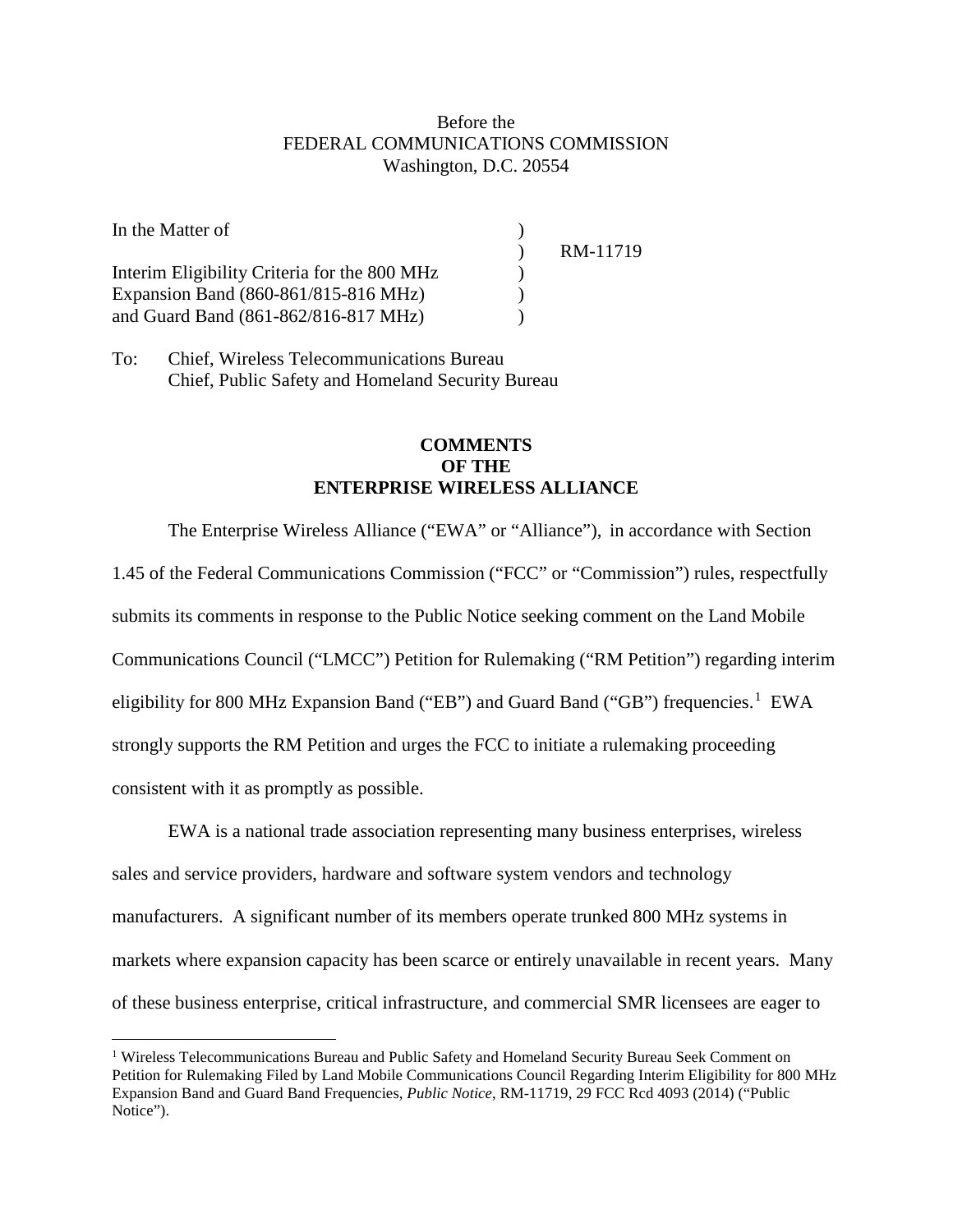Before the
FEDERAL COMMUNICATIONS COMMISSION
Washington, D.C. 20554

| | | |
|---|---|---|
| In the Matter of | ) | |
| | ) | RM-11719 |
| Interim Eligibility Criteria for the 800 MHz | ) | |
| Expansion Band (860-861/815-816 MHz) | ) | |
| and Guard Band (861-862/816-817 MHz) | ) | |

To: Chief, Wireless Telecommunications Bureau
Chief, Public Safety and Homeland Security Bureau

**COMMENTS**
**OF THE**
**ENTERPRISE WIRELESS ALLIANCE**

The Enterprise Wireless Alliance ("EWA" or "Alliance"), in accordance with Section 1.45 of the Federal Communications Commission ("FCC" or "Commission") rules, respectfully submits its comments in response to the Public Notice seeking comment on the Land Mobile Communications Council ("LMCC") Petition for Rulemaking ("RM Petition") regarding interim eligibility for 800 MHz Expansion Band ("EB") and Guard Band ("GB") frequencies.[1] EWA strongly supports the RM Petition and urges the FCC to initiate a rulemaking proceeding consistent with it as promptly as possible.

EWA is a national trade association representing many business enterprises, wireless sales and service providers, hardware and software system vendors and technology manufacturers. A significant number of its members operate trunked 800 MHz systems in markets where expansion capacity has been scarce or entirely unavailable in recent years. Many of these business enterprise, critical infrastructure, and commercial SMR licensees are eager to

[1] Wireless Telecommunications Bureau and Public Safety and Homeland Security Bureau Seek Comment on Petition for Rulemaking Filed by Land Mobile Communications Council Regarding Interim Eligibility for 800 MHz Expansion Band and Guard Band Frequencies, *Public Notice*, RM-11719, 29 FCC Rcd 4093 (2014) ("Public Notice").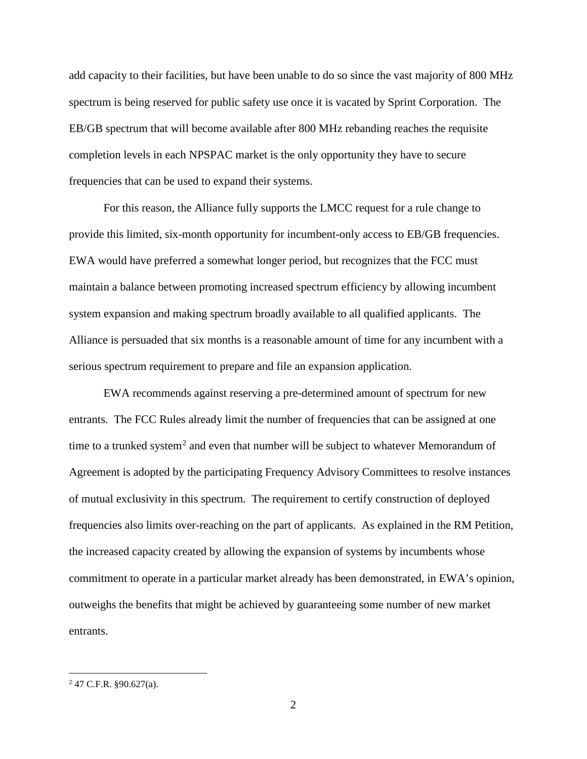add capacity to their facilities, but have been unable to do so since the vast majority of 800 MHz spectrum is being reserved for public safety use once it is vacated by Sprint Corporation. The EB/GB spectrum that will become available after 800 MHz rebanding reaches the requisite completion levels in each NPSPAC market is the only opportunity they have to secure frequencies that can be used to expand their systems.

For this reason, the Alliance fully supports the LMCC request for a rule change to provide this limited, six-month opportunity for incumbent-only access to EB/GB frequencies. EWA would have preferred a somewhat longer period, but recognizes that the FCC must maintain a balance between promoting increased spectrum efficiency by allowing incumbent system expansion and making spectrum broadly available to all qualified applicants. The Alliance is persuaded that six months is a reasonable amount of time for any incumbent with a serious spectrum requirement to prepare and file an expansion application.

EWA recommends against reserving a pre-determined amount of spectrum for new entrants. The FCC Rules already limit the number of frequencies that can be assigned at one time to a trunked system[2] and even that number will be subject to whatever Memorandum of Agreement is adopted by the participating Frequency Advisory Committees to resolve instances of mutual exclusivity in this spectrum. The requirement to certify construction of deployed frequencies also limits over-reaching on the part of applicants. As explained in the RM Petition, the increased capacity created by allowing the expansion of systems by incumbents whose commitment to operate in a particular market already has been demonstrated, in EWA's opinion, outweighs the benefits that might be achieved by guaranteeing some number of new market entrants.

---

[2] 47 C.F.R. §90.627(a).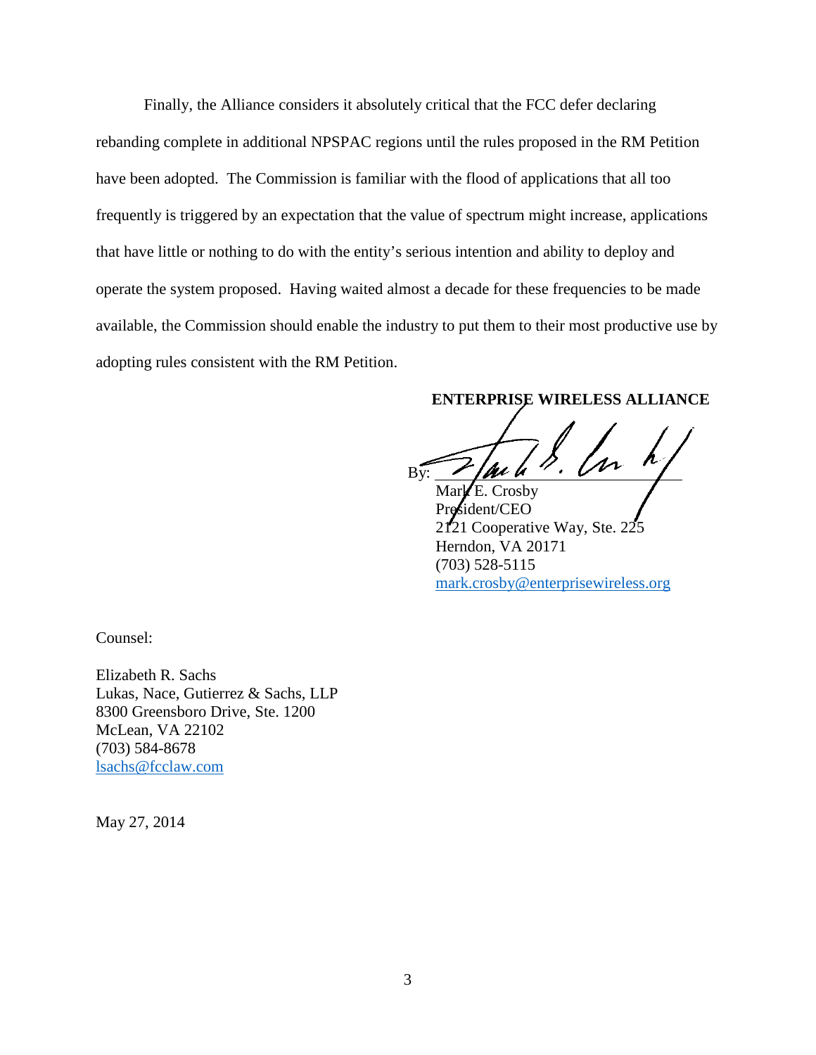Finally, the Alliance considers it absolutely critical that the FCC defer declaring rebanding complete in additional NPSPAC regions until the rules proposed in the RM Petition have been adopted. The Commission is familiar with the flood of applications that all too frequently is triggered by an expectation that the value of spectrum might increase, applications that have little or nothing to do with the entity's serious intention and ability to deploy and operate the system proposed. Having waited almost a decade for these frequencies to be made available, the Commission should enable the industry to put them to their most productive use by adopting rules consistent with the RM Petition.

**ENTERPRISE WIRELESS ALLIANCE**

By: ______________________________

Mark E. Crosby
President/CEO
2121 Cooperative Way, Ste. 225
Herndon, VA 20171
(703) 528-5115
mark.crosby@enterprisewireless.org

Counsel:

Elizabeth R. Sachs
Lukas, Nace, Gutierrez & Sachs, LLP
8300 Greensboro Drive, Ste. 1200
McLean, VA 22102
(703) 584-8678
lsachs@fcclaw.com

May 27, 2014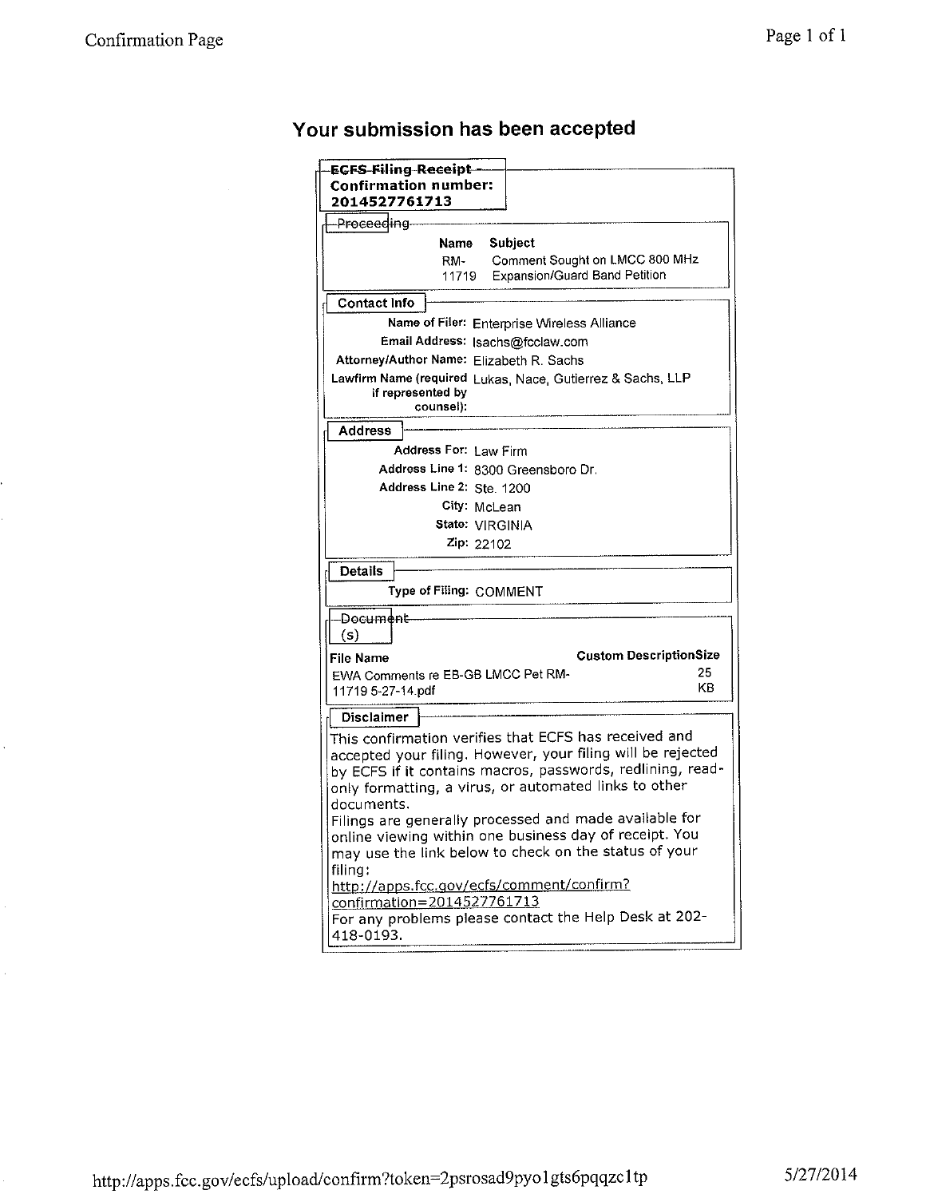# Your submission has been accepted

**ECFS Filing Receipt**
**Confirmation number: 2014527761713**

**Proceeding**

| Name | Subject |
|---|---|
| RM-11719 | Comment Sought on LMCC 800 MHz Expansion/Guard Band Petition |

**Contact Info**

| | |
|---|---|
| **Name of Filer:** | Enterprise Wireless Alliance |
| **Email Address:** | lsachs@fcclaw.com |
| **Attorney/Author Name:** | Elizabeth R. Sachs |
| **Lawfirm Name (required if represented by counsel):** | Lukas, Nace, Gutierrez & Sachs, LLP |

**Address**

| | |
|---|---|
| **Address For:** | Law Firm |
| **Address Line 1:** | 8300 Greensboro Dr. |
| **Address Line 2:** | Ste. 1200 |
| **City:** | McLean |
| **State:** | VIRGINIA |
| **Zip:** | 22102 |

**Details**

| | |
|---|---|
| **Type of Filing:** | COMMENT |

**Document(s)**

| File Name | Custom Description | Size |
|---|---|---|
| EWA Comments re EB-GB LMCC Pet RM-11719 5-27-14.pdf | | 25 KB |

**Disclaimer**

This confirmation verifies that ECFS has received and accepted your filing. However, your filing will be rejected by ECFS if it contains macros, passwords, redlining, read-only formatting, a virus, or automated links to other documents.
Filings are generally processed and made available for online viewing within one business day of receipt. You may use the link below to check on the status of your filing:
http://apps.fcc.gov/ecfs/comment/confirm?confirmation=2014527761713
For any problems please contact the Help Desk at 202-418-0193.